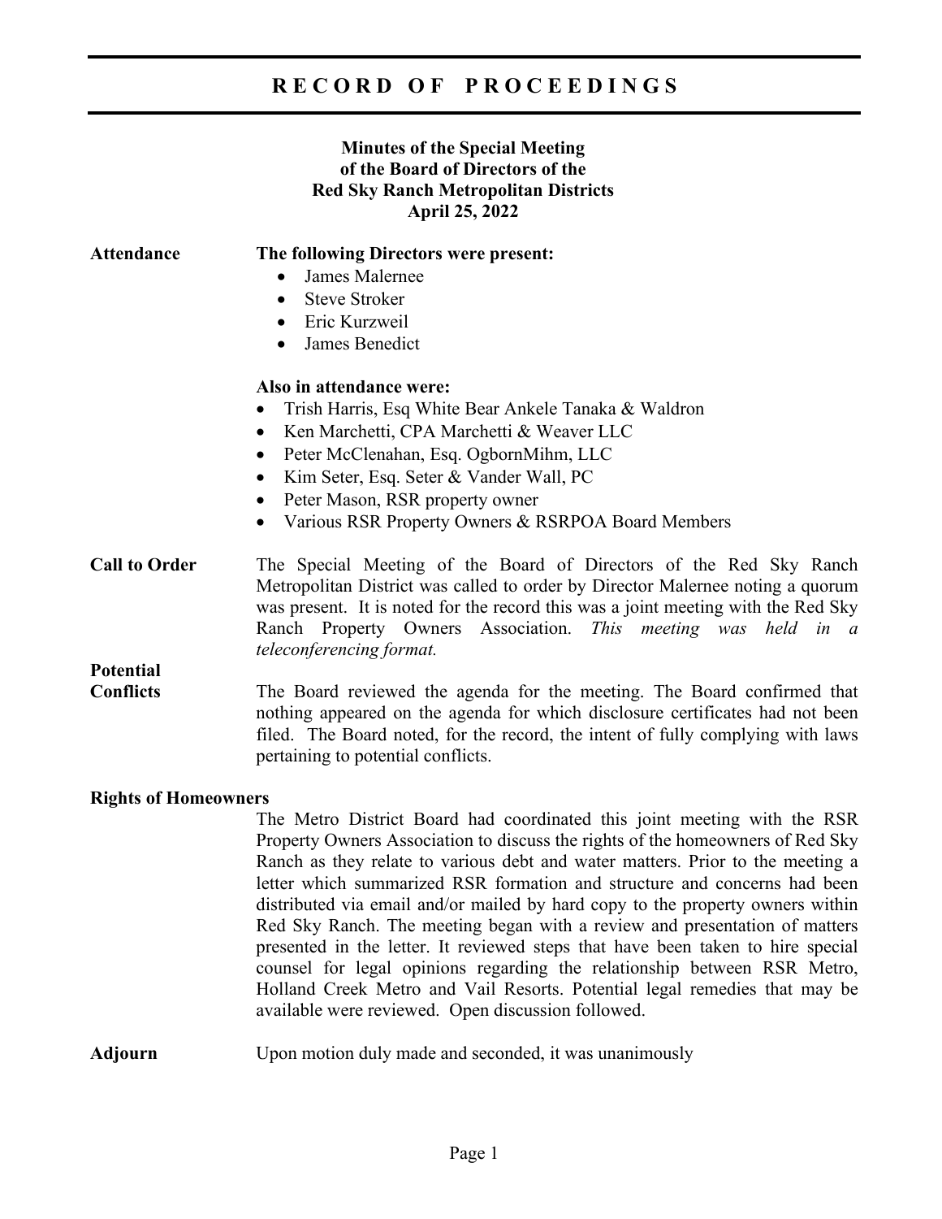# RECORD OF PROCEEDINGS

**Minutes of the Special Meeting**
**of the Board of Directors of the**
**Red Sky Ranch Metropolitan Districts**
**April 25, 2022**

**Attendance**

**The following Directors were present:**

- James Malernee
- Steve Stroker
- Eric Kurzweil
- James Benedict

**Also in attendance were:**

- Trish Harris, Esq White Bear Ankele Tanaka & Waldron
- Ken Marchetti, CPA Marchetti & Weaver LLC
- Peter McClenahan, Esq. OgbornMihm, LLC
- Kim Seter, Esq. Seter & Vander Wall, PC
- Peter Mason, RSR property owner
- Various RSR Property Owners & RSRPOA Board Members

**Call to Order**

The Special Meeting of the Board of Directors of the Red Sky Ranch Metropolitan District was called to order by Director Malernee noting a quorum was present. It is noted for the record this was a joint meeting with the Red Sky Ranch Property Owners Association. *This meeting was held in a teleconferencing format.*

**Potential Conflicts**

The Board reviewed the agenda for the meeting. The Board confirmed that nothing appeared on the agenda for which disclosure certificates had not been filed. The Board noted, for the record, the intent of fully complying with laws pertaining to potential conflicts.

**Rights of Homeowners**

The Metro District Board had coordinated this joint meeting with the RSR Property Owners Association to discuss the rights of the homeowners of Red Sky Ranch as they relate to various debt and water matters. Prior to the meeting a letter which summarized RSR formation and structure and concerns had been distributed via email and/or mailed by hard copy to the property owners within Red Sky Ranch. The meeting began with a review and presentation of matters presented in the letter. It reviewed steps that have been taken to hire special counsel for legal opinions regarding the relationship between RSR Metro, Holland Creek Metro and Vail Resorts. Potential legal remedies that may be available were reviewed. Open discussion followed.

**Adjourn**

Upon motion duly made and seconded, it was unanimously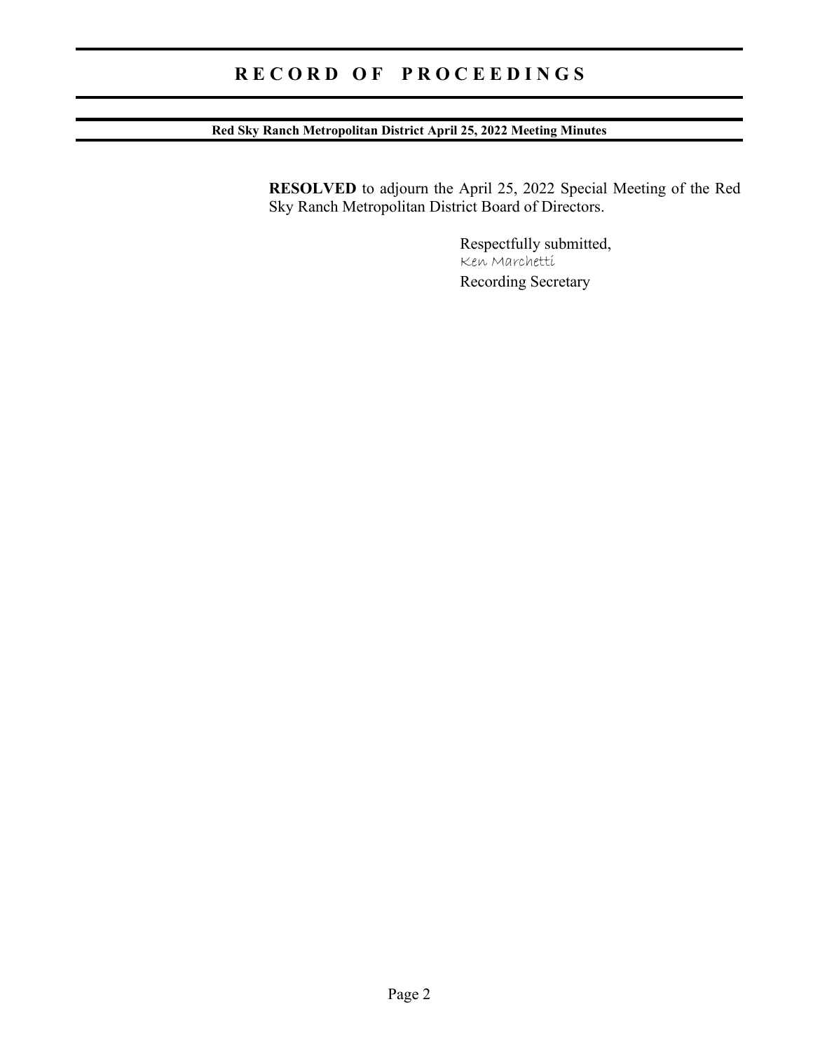**RESOLVED** to adjourn the April 25, 2022 Special Meeting of the Red Sky Ranch Metropolitan District Board of Directors.

Respectfully submitted,

Ken Marchetti

Recording Secretary